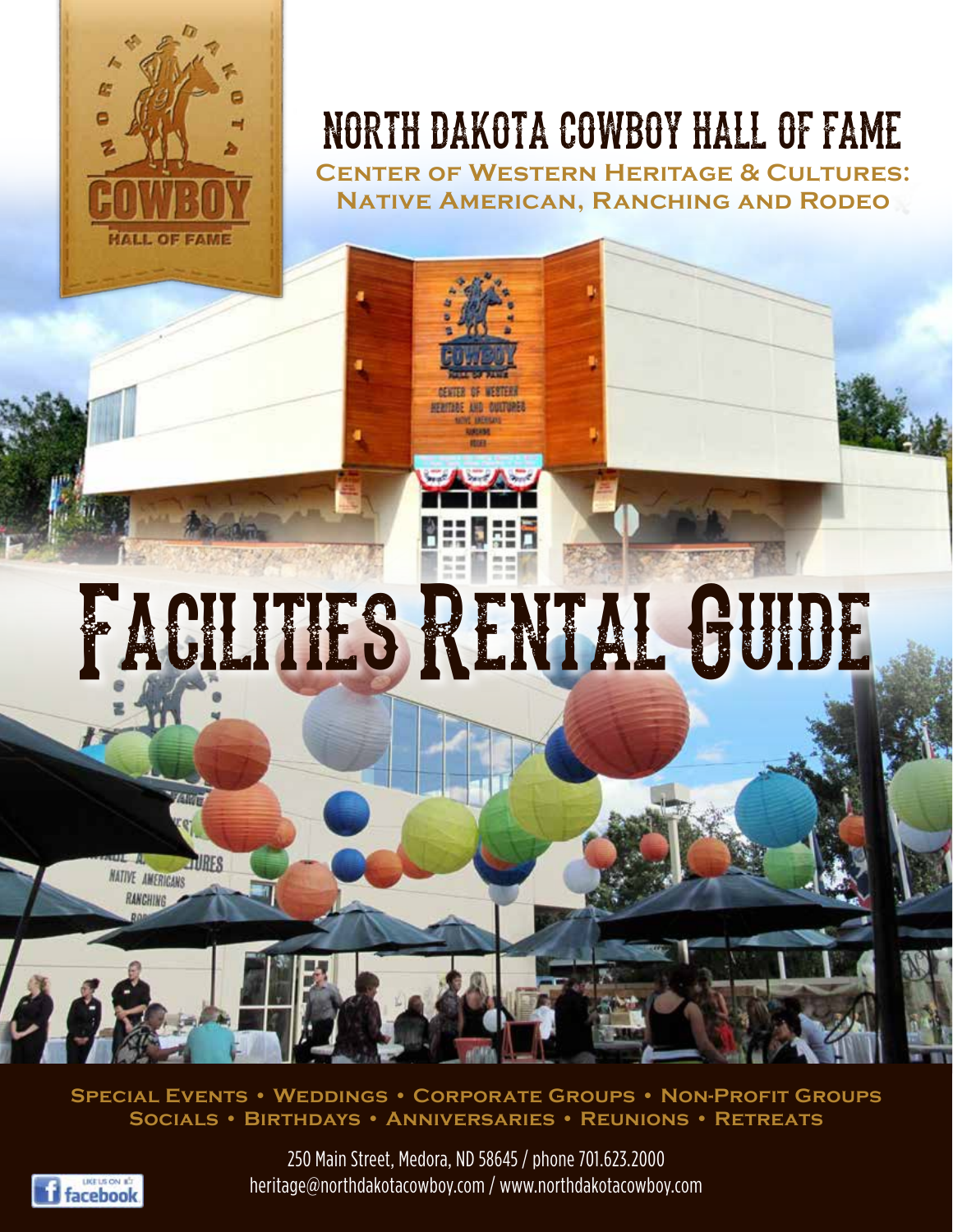# NORTH DAKOTA COWBOY HALL OF FAME

**Center of Western Heritage & Cultures: Native American, Ranching and Rodeo**

# FACILITIES RENTAL GUIDE

**Special Events • Weddings • Corporate Groups • Non-Profit Groups**
**Socials • Birthdays • Anniversaries • Reunions • Retreats**

250 Main Street, Medora, ND 58645 / phone 701.623.2000
heritage@northdakotacowboy.com / www.northdakotacowboy.com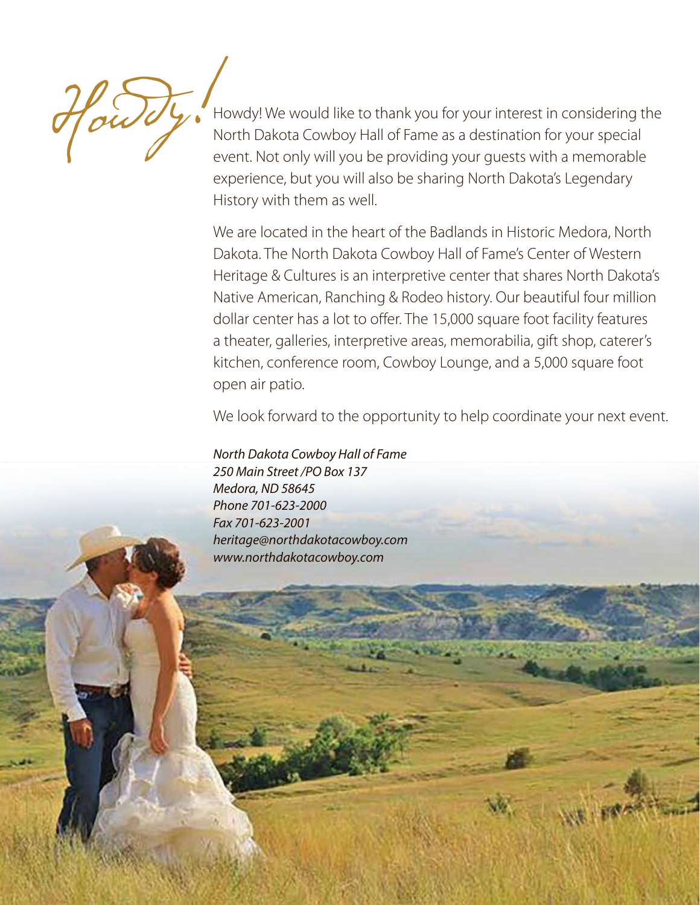*Howdy!*

Howdy! We would like to thank you for your interest in considering the North Dakota Cowboy Hall of Fame as a destination for your special event. Not only will you be providing your guests with a memorable experience, but you will also be sharing North Dakota's Legendary History with them as well.

We are located in the heart of the Badlands in Historic Medora, North Dakota. The North Dakota Cowboy Hall of Fame's Center of Western Heritage & Cultures is an interpretive center that shares North Dakota's Native American, Ranching & Rodeo history. Our beautiful four million dollar center has a lot to offer. The 15,000 square foot facility features a theater, galleries, interpretive areas, memorabilia, gift shop, caterer's kitchen, conference room, Cowboy Lounge, and a 5,000 square foot open air patio.

We look forward to the opportunity to help coordinate your next event.

*North Dakota Cowboy Hall of Fame*
*250 Main Street /PO Box 137*
*Medora, ND 58645*
*Phone 701-623-2000*
*Fax 701-623-2001*
*heritage@northdakotacowboy.com*
*www.northdakotacowboy.com*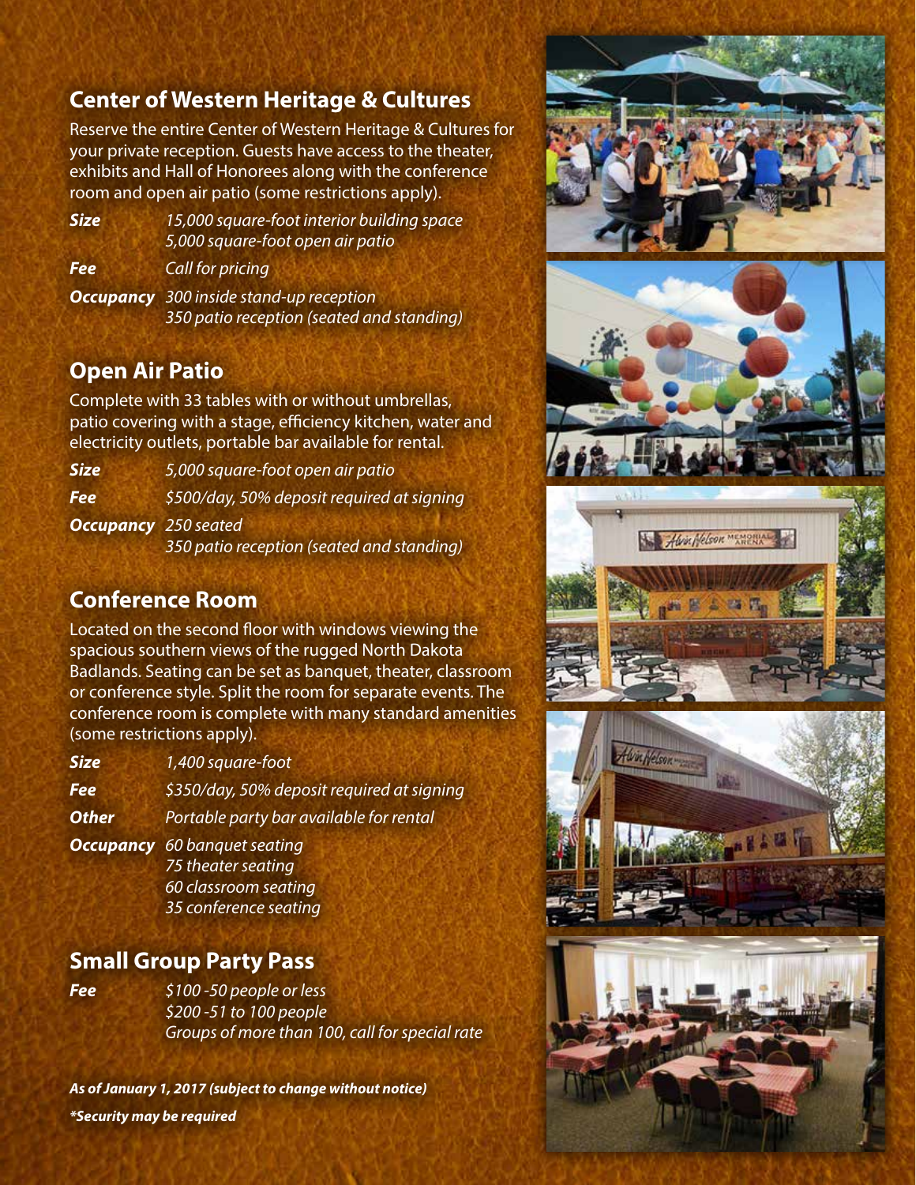## Center of Western Heritage & Cultures

Reserve the entire Center of Western Heritage & Cultures for your private reception. Guests have access to the theater, exhibits and Hall of Honorees along with the conference room and open air patio (some restrictions apply).

| | |
|---|---|
| ***Size*** | *15,000 square-foot interior building space*<br>*5,000 square-foot open air patio* |
| ***Fee*** | *Call for pricing* |
| ***Occupancy*** | *300 inside stand-up reception*<br>*350 patio reception (seated and standing)* |

## Open Air Patio

Complete with 33 tables with or without umbrellas, patio covering with a stage, efficiency kitchen, water and electricity outlets, portable bar available for rental.

| | |
|---|---|
| ***Size*** | *5,000 square-foot open air patio* |
| ***Fee*** | *$500/day, 50% deposit required at signing* |
| ***Occupancy*** | *250 seated*<br>*350 patio reception (seated and standing)* |

## Conference Room

Located on the second floor with windows viewing the spacious southern views of the rugged North Dakota Badlands. Seating can be set as banquet, theater, classroom or conference style. Split the room for separate events. The conference room is complete with many standard amenities (some restrictions apply).

| | |
|---|---|
| ***Size*** | *1,400 square-foot* |
| ***Fee*** | *$350/day, 50% deposit required at signing* |
| ***Other*** | *Portable party bar available for rental* |
| ***Occupancy*** | *60 banquet seating*<br>*75 theater seating*<br>*60 classroom seating*<br>*35 conference seating* |

## Small Group Party Pass

| | |
|---|---|
| ***Fee*** | *$100 -50 people or less*<br>*$200 -51 to 100 people*<br>*Groups of more than 100, call for special rate* |

***As of January 1, 2017 (subject to change without notice)***

****Security may be required***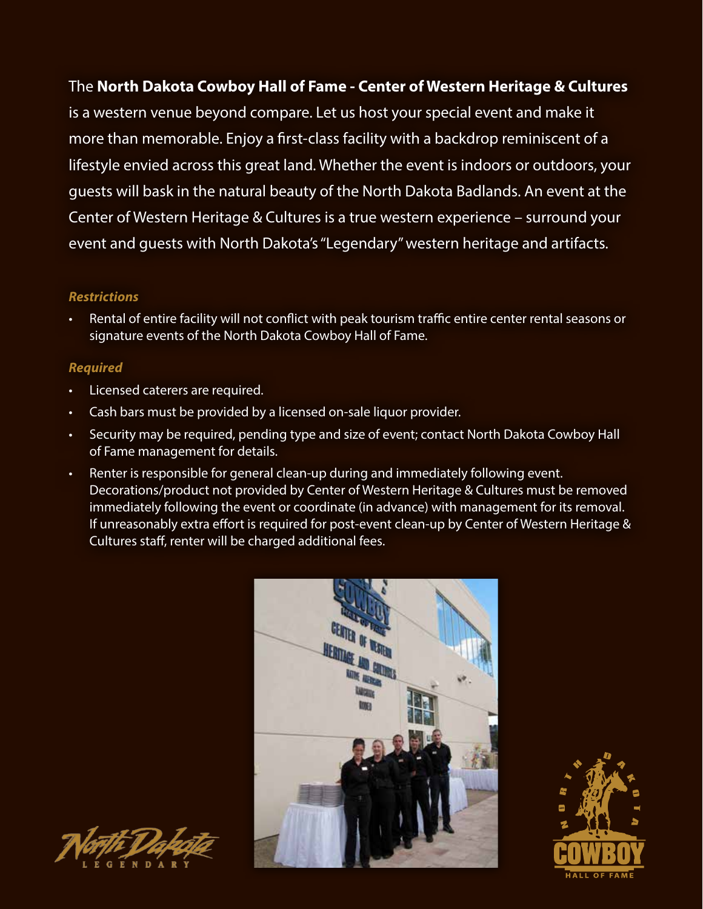The **North Dakota Cowboy Hall of Fame - Center of Western Heritage & Cultures** is a western venue beyond compare. Let us host your special event and make it more than memorable. Enjoy a first-class facility with a backdrop reminiscent of a lifestyle envied across this great land. Whether the event is indoors or outdoors, your guests will bask in the natural beauty of the North Dakota Badlands. An event at the Center of Western Heritage & Cultures is a true western experience – surround your event and guests with North Dakota's "Legendary" western heritage and artifacts.

***Restrictions***

- Rental of entire facility will not conflict with peak tourism traffic entire center rental seasons or signature events of the North Dakota Cowboy Hall of Fame.

***Required***

- Licensed caterers are required.
- Cash bars must be provided by a licensed on-sale liquor provider.
- Security may be required, pending type and size of event; contact North Dakota Cowboy Hall of Fame management for details.
- Renter is responsible for general clean-up during and immediately following event. Decorations/product not provided by Center of Western Heritage & Cultures must be removed immediately following the event or coordinate (in advance) with management for its removal. If unreasonably extra effort is required for post-event clean-up by Center of Western Heritage & Cultures staff, renter will be charged additional fees.

North Dakota LEGENDARY

NORTH DAKOTA COWBOY HALL OF FAME